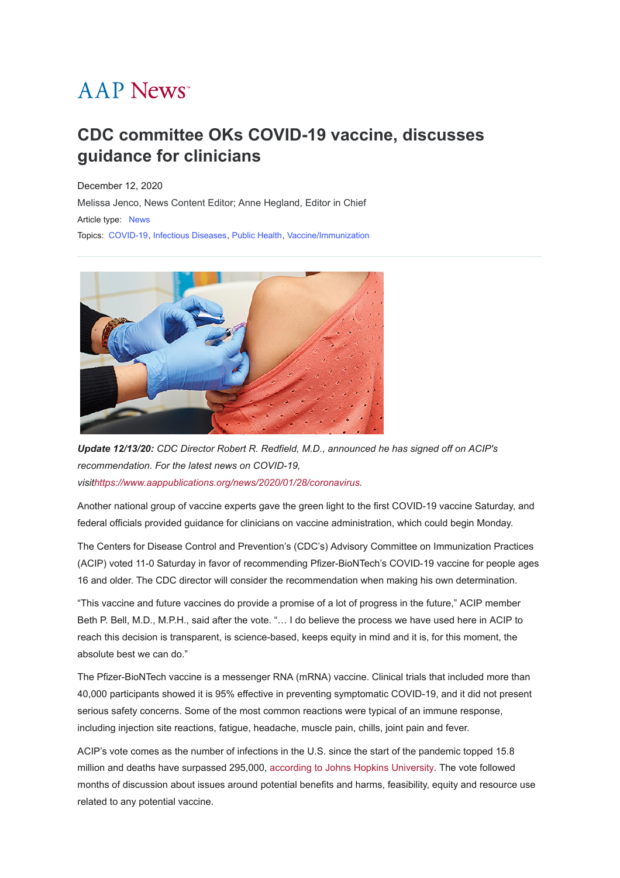AAP News

# CDC committee OKs COVID-19 vaccine, discusses guidance for clinicians

December 12, 2020

Melissa Jenco, News Content Editor; Anne Hegland, Editor in Chief

Article type: News

Topics: COVID-19, Infectious Diseases, Public Health, Vaccine/Immunization

***Update 12/13/20:*** *CDC Director Robert R. Redfield, M.D., announced he has signed off on ACIP's recommendation. For the latest news on COVID-19, visithttps://www.aappublications.org/news/2020/01/28/coronavirus.*

Another national group of vaccine experts gave the green light to the first COVID-19 vaccine Saturday, and federal officials provided guidance for clinicians on vaccine administration, which could begin Monday.

The Centers for Disease Control and Prevention's (CDC's) Advisory Committee on Immunization Practices (ACIP) voted 11-0 Saturday in favor of recommending Pfizer-BioNTech's COVID-19 vaccine for people ages 16 and older. The CDC director will consider the recommendation when making his own determination.

"This vaccine and future vaccines do provide a promise of a lot of progress in the future," ACIP member Beth P. Bell, M.D., M.P.H., said after the vote. "… I do believe the process we have used here in ACIP to reach this decision is transparent, is science-based, keeps equity in mind and it is, for this moment, the absolute best we can do."

The Pfizer-BioNTech vaccine is a messenger RNA (mRNA) vaccine. Clinical trials that included more than 40,000 participants showed it is 95% effective in preventing symptomatic COVID-19, and it did not present serious safety concerns. Some of the most common reactions were typical of an immune response, including injection site reactions, fatigue, headache, muscle pain, chills, joint pain and fever.

ACIP's vote comes as the number of infections in the U.S. since the start of the pandemic topped 15.8 million and deaths have surpassed 295,000, according to Johns Hopkins University. The vote followed months of discussion about issues around potential benefits and harms, feasibility, equity and resource use related to any potential vaccine.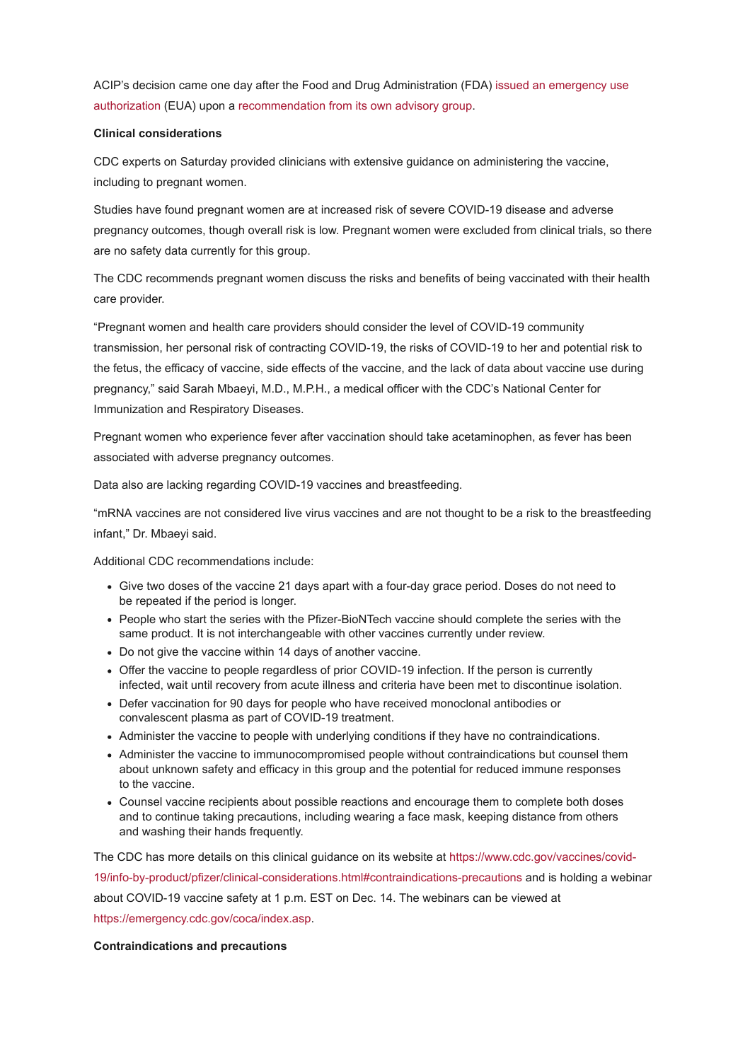ACIP's decision came one day after the Food and Drug Administration (FDA) issued an emergency use authorization (EUA) upon a recommendation from its own advisory group.

**Clinical considerations**

CDC experts on Saturday provided clinicians with extensive guidance on administering the vaccine, including to pregnant women.

Studies have found pregnant women are at increased risk of severe COVID-19 disease and adverse pregnancy outcomes, though overall risk is low. Pregnant women were excluded from clinical trials, so there are no safety data currently for this group.

The CDC recommends pregnant women discuss the risks and benefits of being vaccinated with their health care provider.

"Pregnant women and health care providers should consider the level of COVID-19 community transmission, her personal risk of contracting COVID-19, the risks of COVID-19 to her and potential risk to the fetus, the efficacy of vaccine, side effects of the vaccine, and the lack of data about vaccine use during pregnancy," said Sarah Mbaeyi, M.D., M.P.H., a medical officer with the CDC's National Center for Immunization and Respiratory Diseases.

Pregnant women who experience fever after vaccination should take acetaminophen, as fever has been associated with adverse pregnancy outcomes.

Data also are lacking regarding COVID-19 vaccines and breastfeeding.

"mRNA vaccines are not considered live virus vaccines and are not thought to be a risk to the breastfeeding infant," Dr. Mbaeyi said.

Additional CDC recommendations include:

- Give two doses of the vaccine 21 days apart with a four-day grace period. Doses do not need to be repeated if the period is longer.
- People who start the series with the Pfizer-BioNTech vaccine should complete the series with the same product. It is not interchangeable with other vaccines currently under review.
- Do not give the vaccine within 14 days of another vaccine.
- Offer the vaccine to people regardless of prior COVID-19 infection. If the person is currently infected, wait until recovery from acute illness and criteria have been met to discontinue isolation.
- Defer vaccination for 90 days for people who have received monoclonal antibodies or convalescent plasma as part of COVID-19 treatment.
- Administer the vaccine to people with underlying conditions if they have no contraindications.
- Administer the vaccine to immunocompromised people without contraindications but counsel them about unknown safety and efficacy in this group and the potential for reduced immune responses to the vaccine.
- Counsel vaccine recipients about possible reactions and encourage them to complete both doses and to continue taking precautions, including wearing a face mask, keeping distance from others and washing their hands frequently.

The CDC has more details on this clinical guidance on its website at https://www.cdc.gov/vaccines/covid-19/info-by-product/pfizer/clinical-considerations.html#contraindications-precautions and is holding a webinar about COVID-19 vaccine safety at 1 p.m. EST on Dec. 14. The webinars can be viewed at https://emergency.cdc.gov/coca/index.asp.

**Contraindications and precautions**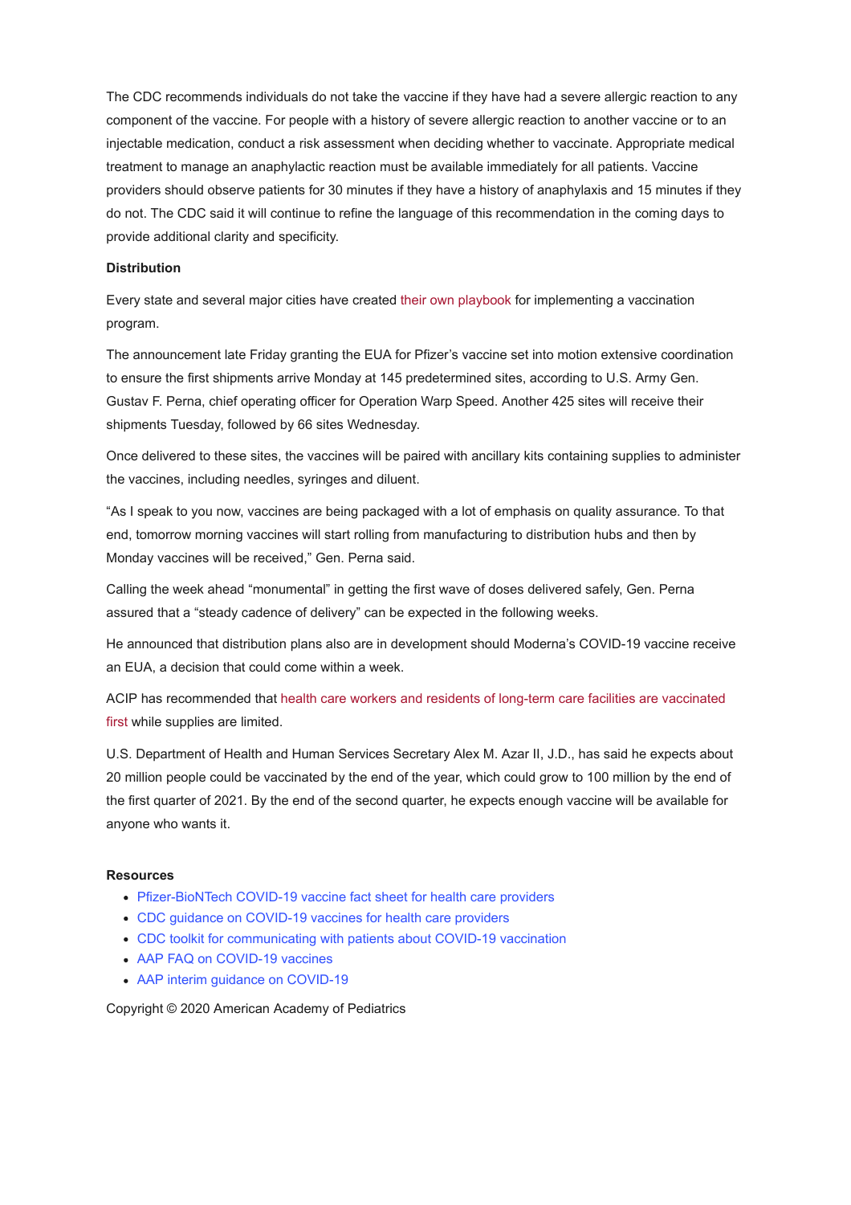The CDC recommends individuals do not take the vaccine if they have had a severe allergic reaction to any component of the vaccine. For people with a history of severe allergic reaction to another vaccine or to an injectable medication, conduct a risk assessment when deciding whether to vaccinate. Appropriate medical treatment to manage an anaphylactic reaction must be available immediately for all patients. Vaccine providers should observe patients for 30 minutes if they have a history of anaphylaxis and 15 minutes if they do not. The CDC said it will continue to refine the language of this recommendation in the coming days to provide additional clarity and specificity.

**Distribution**

Every state and several major cities have created their own playbook for implementing a vaccination program.

The announcement late Friday granting the EUA for Pfizer's vaccine set into motion extensive coordination to ensure the first shipments arrive Monday at 145 predetermined sites, according to U.S. Army Gen. Gustav F. Perna, chief operating officer for Operation Warp Speed. Another 425 sites will receive their shipments Tuesday, followed by 66 sites Wednesday.

Once delivered to these sites, the vaccines will be paired with ancillary kits containing supplies to administer the vaccines, including needles, syringes and diluent.

"As I speak to you now, vaccines are being packaged with a lot of emphasis on quality assurance. To that end, tomorrow morning vaccines will start rolling from manufacturing to distribution hubs and then by Monday vaccines will be received," Gen. Perna said.

Calling the week ahead "monumental" in getting the first wave of doses delivered safely, Gen. Perna assured that a "steady cadence of delivery" can be expected in the following weeks.

He announced that distribution plans also are in development should Moderna's COVID-19 vaccine receive an EUA, a decision that could come within a week.

ACIP has recommended that health care workers and residents of long-term care facilities are vaccinated first while supplies are limited.

U.S. Department of Health and Human Services Secretary Alex M. Azar II, J.D., has said he expects about 20 million people could be vaccinated by the end of the year, which could grow to 100 million by the end of the first quarter of 2021. By the end of the second quarter, he expects enough vaccine will be available for anyone who wants it.

**Resources**

- Pfizer-BioNTech COVID-19 vaccine fact sheet for health care providers
- CDC guidance on COVID-19 vaccines for health care providers
- CDC toolkit for communicating with patients about COVID-19 vaccination
- AAP FAQ on COVID-19 vaccines
- AAP interim guidance on COVID-19

Copyright © 2020 American Academy of Pediatrics